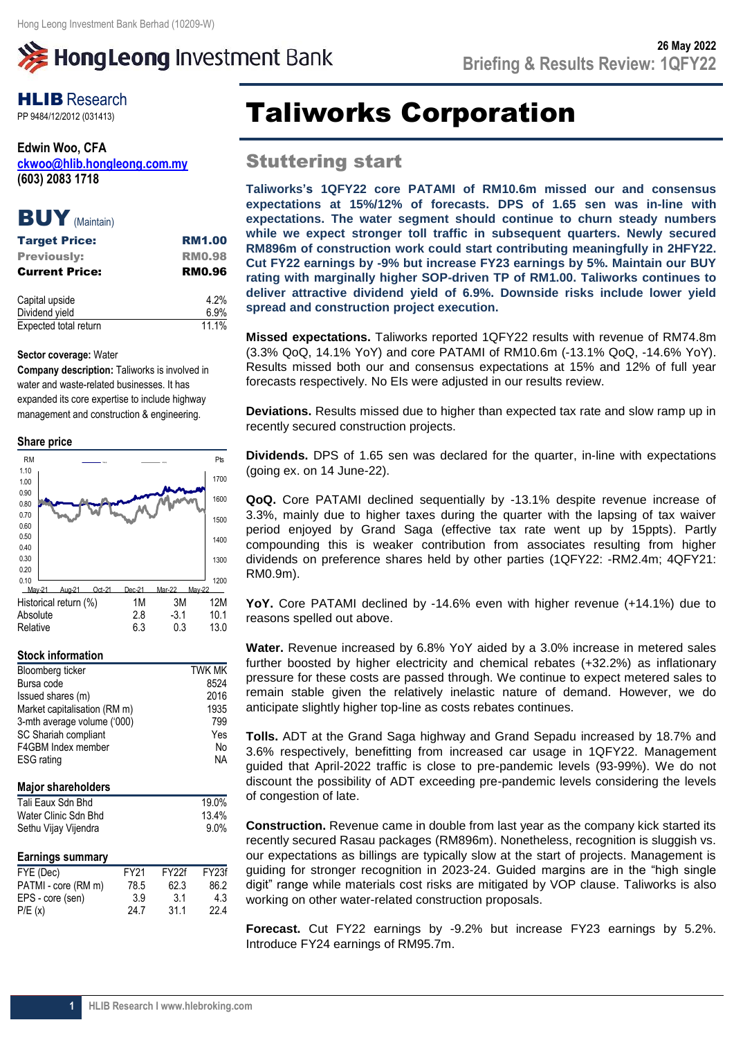Hong Leong Investment Bank Berhad (10209-W)

# HongLeong Investment Bank

26 May 2022

Briefing & Results Review: 1QFY22

**HLIB Research**
PP 9484/12/2012 (031413)

**Edwin Woo, CFA**
ckwoo@hlib.hongleong.com.my
(603) 2083 1718

**BUY** (Maintain)

| | |
|---|---|
| **Target Price:** | **RM1.00** |
| **Previously:** | **RM0.98** |
| **Current Price:** | **RM0.96** |

| | |
|---|---|
| Capital upside | 4.2% |
| Dividend yield | 6.9% |
| Expected total return | 11.1% |

**Sector coverage:** Water

**Company description:** Taliworks is involved in water and waste-related businesses. It has expanded its core expertise to include highway management and construction & engineering.

**Share price**

| Historical return (%) | 1M | 3M | 12M |
|---|---|---|---|
| Absolute | 2.8 | -3.1 | 10.1 |
| Relative | 6.3 | 0.3 | 13.0 |

**Stock information**

| | |
|---|---|
| Bloomberg ticker | TWK MK |
| Bursa code | 8524 |
| Issued shares (m) | 2016 |
| Market capitalisation (RM m) | 1935 |
| 3-mth average volume ('000) | 799 |
| SC Shariah compliant | Yes |
| F4GBM Index member | No |
| ESG rating | NA |

**Major shareholders**

| | |
|---|---|
| Tali Eaux Sdn Bhd | 19.0% |
| Water Clinic Sdn Bhd | 13.4% |
| Sethu Vijay Vijendra | 9.0% |

**Earnings summary**

| FYE (Dec) | FY21 | FY22f | FY23f |
|---|---|---|---|
| PATMI - core (RM m) | 78.5 | 62.3 | 86.2 |
| EPS - core (sen) | 3.9 | 3.1 | 4.3 |
| P/E (x) | 24.7 | 31.1 | 22.4 |

# Taliworks Corporation

## Stuttering start

**Taliworks's 1QFY22 core PATAMI of RM10.6m missed our and consensus expectations at 15%/12% of forecasts. DPS of 1.65 sen was in-line with expectations. The water segment should continue to churn steady numbers while we expect stronger toll traffic in subsequent quarters. Newly secured RM896m of construction work could start contributing meaningfully in 2HFY22. Cut FY22 earnings by -9% but increase FY23 earnings by 5%. Maintain our BUY rating with marginally higher SOP-driven TP of RM1.00. Taliworks continues to deliver attractive dividend yield of 6.9%. Downside risks include lower yield spread and construction project execution.**

**Missed expectations.** Taliworks reported 1QFY22 results with revenue of RM74.8m (3.3% QoQ, 14.1% YoY) and core PATAMI of RM10.6m (-13.1% QoQ, -14.6% YoY). Results missed both our and consensus expectations at 15% and 12% of full year forecasts respectively. No EIs were adjusted in our results review.

**Deviations.** Results missed due to higher than expected tax rate and slow ramp up in recently secured construction projects.

**Dividends.** DPS of 1.65 sen was declared for the quarter, in-line with expectations (going ex. on 14 June-22).

**QoQ.** Core PATAMI declined sequentially by -13.1% despite revenue increase of 3.3%, mainly due to higher taxes during the quarter with the lapsing of tax waiver period enjoyed by Grand Saga (effective tax rate went up by 15ppts). Partly compounding this is weaker contribution from associates resulting from higher dividends on preference shares held by other parties (1QFY22: -RM2.4m; 4QFY21: RM0.9m).

**YoY.** Core PATAMI declined by -14.6% even with higher revenue (+14.1%) due to reasons spelled out above.

**Water.** Revenue increased by 6.8% YoY aided by a 3.0% increase in metered sales further boosted by higher electricity and chemical rebates (+32.2%) as inflationary pressure for these costs are passed through. We continue to expect metered sales to remain stable given the relatively inelastic nature of demand. However, we do anticipate slightly higher top-line as costs rebates continues.

**Tolls.** ADT at the Grand Saga highway and Grand Sepadu increased by 18.7% and 3.6% respectively, benefitting from increased car usage in 1QFY22. Management guided that April-2022 traffic is close to pre-pandemic levels (93-99%). We do not discount the possibility of ADT exceeding pre-pandemic levels considering the levels of congestion of late.

**Construction.** Revenue came in double from last year as the company kick started its recently secured Rasau packages (RM896m). Nonetheless, recognition is sluggish vs. our expectations as billings are typically slow at the start of projects. Management is guiding for stronger recognition in 2023-24. Guided margins are in the "high single digit" range while materials cost risks are mitigated by VOP clause. Taliworks is also working on other water-related construction proposals.

**Forecast.** Cut FY22 earnings by -9.2% but increase FY23 earnings by 5.2%. Introduce FY24 earnings of RM95.7m.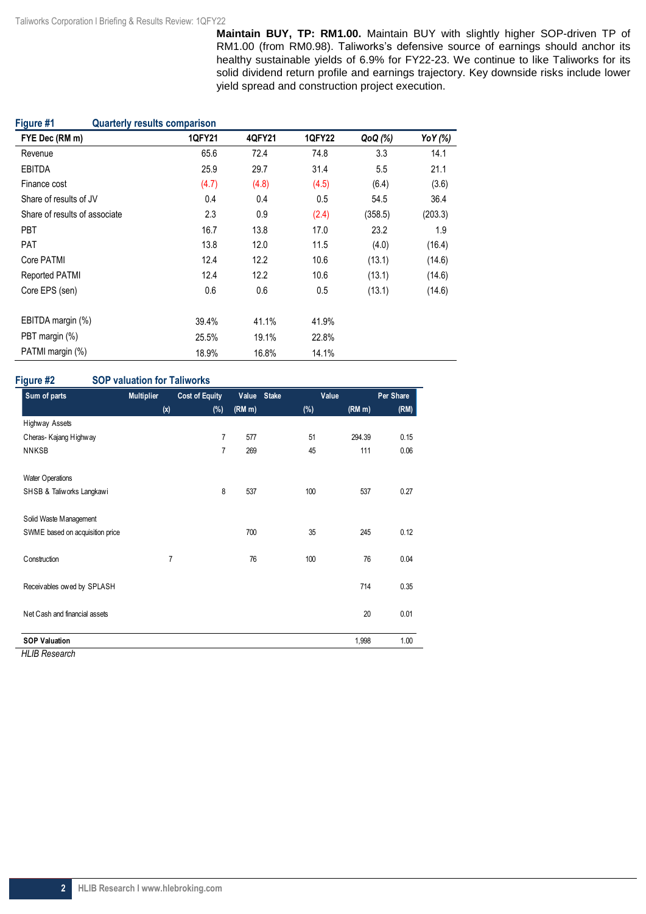**Maintain BUY, TP: RM1.00.** Maintain BUY with slightly higher SOP-driven TP of RM1.00 (from RM0.98). Taliworks's defensive source of earnings should anchor its healthy sustainable yields of 6.9% for FY22-23. We continue to like Taliworks for its solid dividend return profile and earnings trajectory. Key downside risks include lower yield spread and construction project execution.

**Figure #1 Quarterly results comparison**

| FYE Dec (RM m) | 1QFY21 | 4QFY21 | 1QFY22 | QoQ (%) | YoY (%) |
|---|---|---|---|---|---|
| Revenue | 65.6 | 72.4 | 74.8 | 3.3 | 14.1 |
| EBITDA | 25.9 | 29.7 | 31.4 | 5.5 | 21.1 |
| Finance cost | (4.7) | (4.8) | (4.5) | (6.4) | (3.6) |
| Share of results of JV | 0.4 | 0.4 | 0.5 | 54.5 | 36.4 |
| Share of results of associate | 2.3 | 0.9 | (2.4) | (358.5) | (203.3) |
| PBT | 16.7 | 13.8 | 17.0 | 23.2 | 1.9 |
| PAT | 13.8 | 12.0 | 11.5 | (4.0) | (16.4) |
| Core PATMI | 12.4 | 12.2 | 10.6 | (13.1) | (14.6) |
| Reported PATMI | 12.4 | 12.2 | 10.6 | (13.1) | (14.6) |
| Core EPS (sen) | 0.6 | 0.6 | 0.5 | (13.1) | (14.6) |
| | | | | | |
| EBITDA margin (%) | 39.4% | 41.1% | 41.9% | | |
| PBT margin (%) | 25.5% | 19.1% | 22.8% | | |
| PATMI margin (%) | 18.9% | 16.8% | 14.1% | | |

**Figure #2 SOP valuation for Taliworks**

| Sum of parts | Multiplier | Cost of Equity | Value | Stake | Value | Per Share |
|---|---|---|---|---|---|---|
| | (x) | (%) | (RM m) | (%) | (RM m) | (RM) |
| Highway Assets | | | | | | |
| Cheras- Kajang Highway | | 7 | 577 | 51 | 294.39 | 0.15 |
| NNKSB | | 7 | 269 | 45 | 111 | 0.06 |
| | | | | | | |
| Water Operations | | | | | | |
| SHSB & Taliworks Langkawi | | 8 | 537 | 100 | 537 | 0.27 |
| | | | | | | |
| Solid Waste Management | | | | | | |
| SWME based on acquisition price | | | 700 | 35 | 245 | 0.12 |
| | | | | | | |
| Construction | 7 | | 76 | 100 | 76 | 0.04 |
| | | | | | | |
| Receivables owed by SPLASH | | | | | 714 | 0.35 |
| | | | | | | |
| Net Cash and financial assets | | | | | 20 | 0.01 |
| | | | | | | |
| **SOP Valuation** | | | | | 1,998 | 1.00 |

*HLIB Research*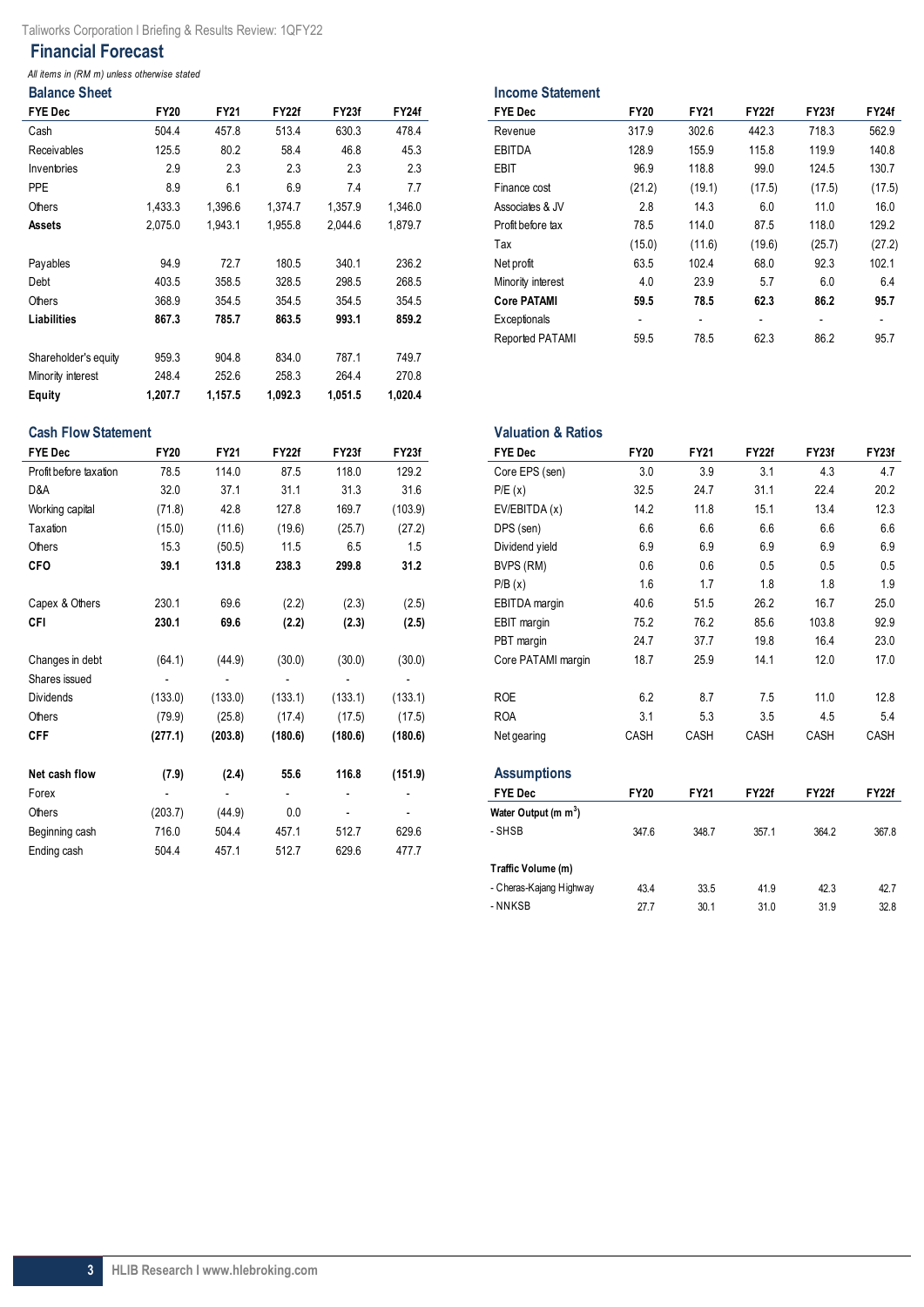## Financial Forecast

*All items in (RM m) unless otherwise stated*

### Balance Sheet

| FYE Dec | FY20 | FY21 | FY22f | FY23f | FY24f |
|---|---|---|---|---|---|
| Cash | 504.4 | 457.8 | 513.4 | 630.3 | 478.4 |
| Receivables | 125.5 | 80.2 | 58.4 | 46.8 | 45.3 |
| Inventories | 2.9 | 2.3 | 2.3 | 2.3 | 2.3 |
| PPE | 8.9 | 6.1 | 6.9 | 7.4 | 7.7 |
| Others | 1,433.3 | 1,396.6 | 1,374.7 | 1,357.9 | 1,346.0 |
| **Assets** | 2,075.0 | 1,943.1 | 1,955.8 | 2,044.6 | 1,879.7 |
| | | | | | |
| Payables | 94.9 | 72.7 | 180.5 | 340.1 | 236.2 |
| Debt | 403.5 | 358.5 | 328.5 | 298.5 | 268.5 |
| Others | 368.9 | 354.5 | 354.5 | 354.5 | 354.5 |
| **Liabilities** | **867.3** | **785.7** | **863.5** | **993.1** | **859.2** |
| | | | | | |
| Shareholder's equity | 959.3 | 904.8 | 834.0 | 787.1 | 749.7 |
| Minority interest | 248.4 | 252.6 | 258.3 | 264.4 | 270.8 |
| **Equity** | **1,207.7** | **1,157.5** | **1,092.3** | **1,051.5** | **1,020.4** |

### Income Statement

| FYE Dec | FY20 | FY21 | FY22f | FY23f | FY24f |
|---|---|---|---|---|---|
| Revenue | 317.9 | 302.6 | 442.3 | 718.3 | 562.9 |
| EBITDA | 128.9 | 155.9 | 115.8 | 119.9 | 140.8 |
| EBIT | 96.9 | 118.8 | 99.0 | 124.5 | 130.7 |
| Finance cost | (21.2) | (19.1) | (17.5) | (17.5) | (17.5) |
| Associates & JV | 2.8 | 14.3 | 6.0 | 11.0 | 16.0 |
| Profit before tax | 78.5 | 114.0 | 87.5 | 118.0 | 129.2 |
| Tax | (15.0) | (11.6) | (19.6) | (25.7) | (27.2) |
| Net profit | 63.5 | 102.4 | 68.0 | 92.3 | 102.1 |
| Minority interest | 4.0 | 23.9 | 5.7 | 6.0 | 6.4 |
| **Core PATAMI** | **59.5** | **78.5** | **62.3** | **86.2** | **95.7** |
| Exceptionals | - | - | - | - | - |
| Reported PATAMI | 59.5 | 78.5 | 62.3 | 86.2 | 95.7 |

### Cash Flow Statement

| FYE Dec | FY20 | FY21 | FY22f | FY23f | FY23f |
|---|---|---|---|---|---|
| Profit before taxation | 78.5 | 114.0 | 87.5 | 118.0 | 129.2 |
| D&A | 32.0 | 37.1 | 31.1 | 31.3 | 31.6 |
| Working capital | (71.8) | 42.8 | 127.8 | 169.7 | (103.9) |
| Taxation | (15.0) | (11.6) | (19.6) | (25.7) | (27.2) |
| Others | 15.3 | (50.5) | 11.5 | 6.5 | 1.5 |
| **CFO** | **39.1** | **131.8** | **238.3** | **299.8** | **31.2** |
| | | | | | |
| Capex & Others | 230.1 | 69.6 | (2.2) | (2.3) | (2.5) |
| **CFI** | **230.1** | **69.6** | **(2.2)** | **(2.3)** | **(2.5)** |
| | | | | | |
| Changes in debt | (64.1) | (44.9) | (30.0) | (30.0) | (30.0) |
| Shares issued | - | - | - | - | - |
| Dividends | (133.0) | (133.0) | (133.1) | (133.1) | (133.1) |
| Others | (79.9) | (25.8) | (17.4) | (17.5) | (17.5) |
| **CFF** | **(277.1)** | **(203.8)** | **(180.6)** | **(180.6)** | **(180.6)** |
| | | | | | |
| **Net cash flow** | **(7.9)** | **(2.4)** | **55.6** | **116.8** | **(151.9)** |
| Forex | - | - | - | - | - |
| Others | (203.7) | (44.9) | 0.0 | - | - |
| Beginning cash | 716.0 | 504.4 | 457.1 | 512.7 | 629.6 |
| Ending cash | 504.4 | 457.1 | 512.7 | 629.6 | 477.7 |

### Valuation & Ratios

| FYE Dec | FY20 | FY21 | FY22f | FY23f | FY23f |
|---|---|---|---|---|---|
| Core EPS (sen) | 3.0 | 3.9 | 3.1 | 4.3 | 4.7 |
| P/E (x) | 32.5 | 24.7 | 31.1 | 22.4 | 20.2 |
| EV/EBITDA (x) | 14.2 | 11.8 | 15.1 | 13.4 | 12.3 |
| DPS (sen) | 6.6 | 6.6 | 6.6 | 6.6 | 6.6 |
| Dividend yield | 6.9 | 6.9 | 6.9 | 6.9 | 6.9 |
| BVPS (RM) | 0.6 | 0.6 | 0.5 | 0.5 | 0.5 |
| P/B (x) | 1.6 | 1.7 | 1.8 | 1.8 | 1.9 |
| EBITDA margin | 40.6 | 51.5 | 26.2 | 16.7 | 25.0 |
| EBIT margin | 75.2 | 76.2 | 85.6 | 103.8 | 92.9 |
| PBT margin | 24.7 | 37.7 | 19.8 | 16.4 | 23.0 |
| Core PATAMI margin | 18.7 | 25.9 | 14.1 | 12.0 | 17.0 |
| | | | | | |
| ROE | 6.2 | 8.7 | 7.5 | 11.0 | 12.8 |
| ROA | 3.1 | 5.3 | 3.5 | 4.5 | 5.4 |
| Net gearing | CASH | CASH | CASH | CASH | CASH |

### Assumptions

| FYE Dec | FY20 | FY21 | FY22f | FY22f | FY22f |
|---|---|---|---|---|---|
| **Water Output (m m$^3$)** | | | | | |
| - SHSB | 347.6 | 348.7 | 357.1 | 364.2 | 367.8 |
| | | | | | |
| **Traffic Volume (m)** | | | | | |
| - Cheras-Kajang Highway | 43.4 | 33.5 | 41.9 | 42.3 | 42.7 |
| - NNKSB | 27.7 | 30.1 | 31.0 | 31.9 | 32.8 |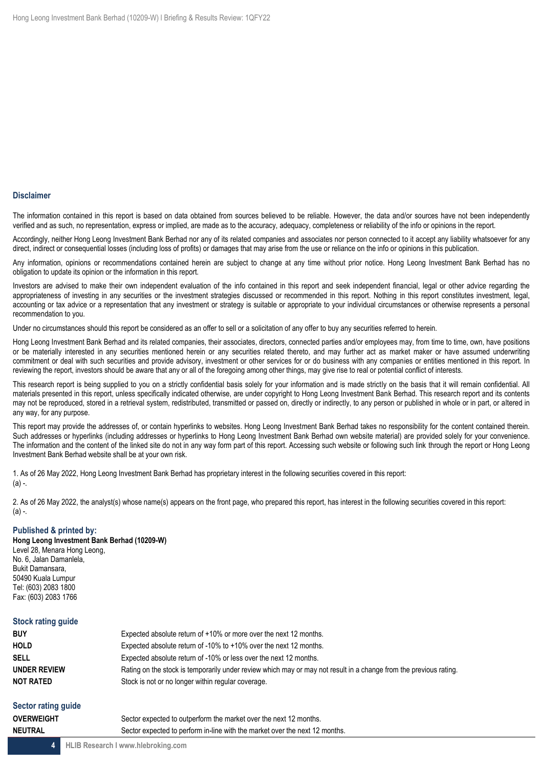## Disclaimer

The information contained in this report is based on data obtained from sources believed to be reliable. However, the data and/or sources have not been independently verified and as such, no representation, express or implied, are made as to the accuracy, adequacy, completeness or reliability of the info or opinions in the report.

Accordingly, neither Hong Leong Investment Bank Berhad nor any of its related companies and associates nor person connected to it accept any liability whatsoever for any direct, indirect or consequential losses (including loss of profits) or damages that may arise from the use or reliance on the info or opinions in this publication.

Any information, opinions or recommendations contained herein are subject to change at any time without prior notice. Hong Leong Investment Bank Berhad has no obligation to update its opinion or the information in this report.

Investors are advised to make their own independent evaluation of the info contained in this report and seek independent financial, legal or other advice regarding the appropriateness of investing in any securities or the investment strategies discussed or recommended in this report. Nothing in this report constitutes investment, legal, accounting or tax advice or a representation that any investment or strategy is suitable or appropriate to your individual circumstances or otherwise represents a personal recommendation to you.

Under no circumstances should this report be considered as an offer to sell or a solicitation of any offer to buy any securities referred to herein.

Hong Leong Investment Bank Berhad and its related companies, their associates, directors, connected parties and/or employees may, from time to time, own, have positions or be materially interested in any securities mentioned herein or any securities related thereto, and may further act as market maker or have assumed underwriting commitment or deal with such securities and provide advisory, investment or other services for or do business with any companies or entities mentioned in this report. In reviewing the report, investors should be aware that any or all of the foregoing among other things, may give rise to real or potential conflict of interests.

This research report is being supplied to you on a strictly confidential basis solely for your information and is made strictly on the basis that it will remain confidential. All materials presented in this report, unless specifically indicated otherwise, are under copyright to Hong Leong Investment Bank Berhad. This research report and its contents may not be reproduced, stored in a retrieval system, redistributed, transmitted or passed on, directly or indirectly, to any person or published in whole or in part, or altered in any way, for any purpose.

This report may provide the addresses of, or contain hyperlinks to websites. Hong Leong Investment Bank Berhad takes no responsibility for the content contained therein. Such addresses or hyperlinks (including addresses or hyperlinks to Hong Leong Investment Bank Berhad own website material) are provided solely for your convenience. The information and the content of the linked site do not in any way form part of this report. Accessing such website or following such link through the report or Hong Leong Investment Bank Berhad website shall be at your own risk.

1. As of 26 May 2022, Hong Leong Investment Bank Berhad has proprietary interest in the following securities covered in this report:
(a) -.

2. As of 26 May 2022, the analyst(s) whose name(s) appears on the front page, who prepared this report, has interest in the following securities covered in this report:
(a) -.

**Published & printed by:**
**Hong Leong Investment Bank Berhad (10209-W)**
Level 28, Menara Hong Leong,
No. 6, Jalan Damanlela,
Bukit Damansara,
50490 Kuala Lumpur
Tel: (603) 2083 1800
Fax: (603) 2083 1766

## Stock rating guide

| | |
|---|---|
| **BUY** | Expected absolute return of +10% or more over the next 12 months. |
| **HOLD** | Expected absolute return of -10% to +10% over the next 12 months. |
| **SELL** | Expected absolute return of -10% or less over the next 12 months. |
| **UNDER REVIEW** | Rating on the stock is temporarily under review which may or may not result in a change from the previous rating. |
| **NOT RATED** | Stock is not or no longer within regular coverage. |

## Sector rating guide

| | |
|---|---|
| **OVERWEIGHT** | Sector expected to outperform the market over the next 12 months. |
| **NEUTRAL** | Sector expected to perform in-line with the market over the next 12 months. |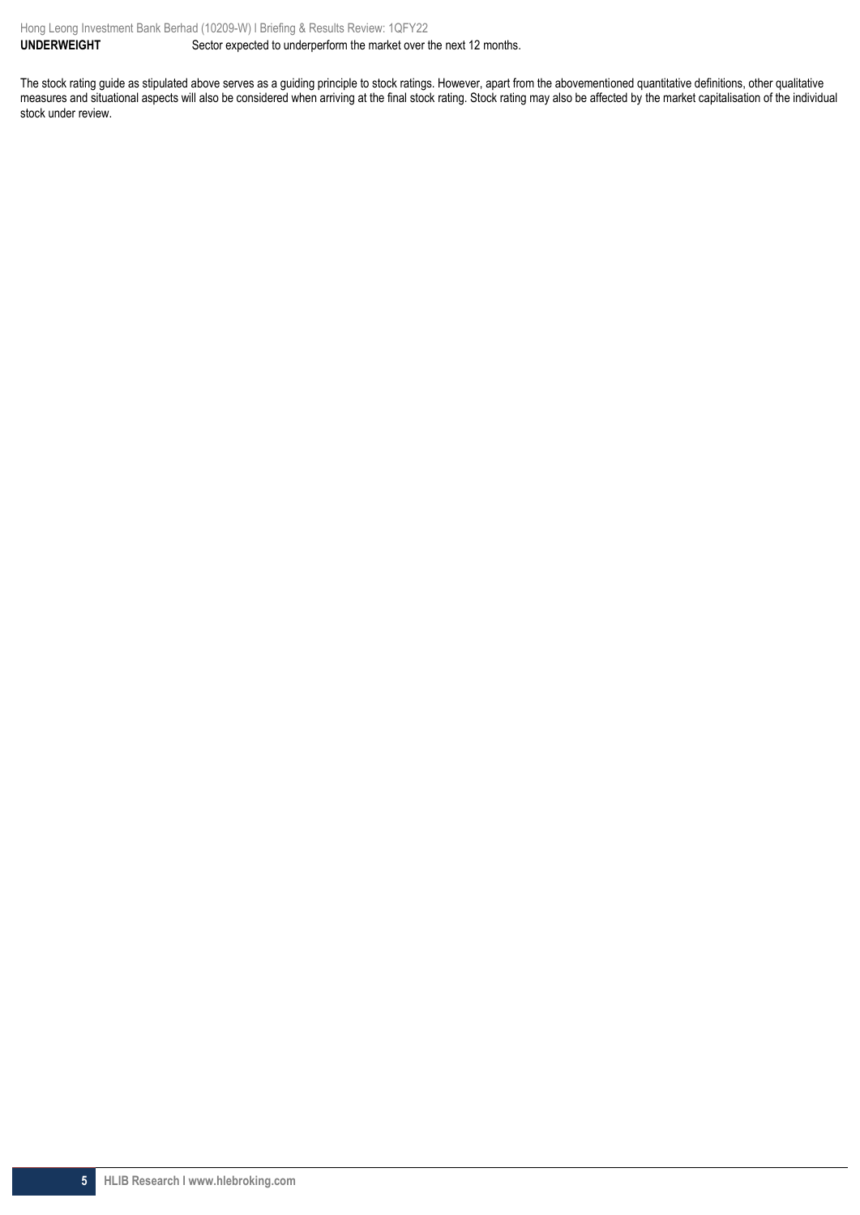| | |
|---|---|
| **UNDERWEIGHT** | Sector expected to underperform the market over the next 12 months. |

The stock rating guide as stipulated above serves as a guiding principle to stock ratings. However, apart from the abovementioned quantitative definitions, other qualitative measures and situational aspects will also be considered when arriving at the final stock rating. Stock rating may also be affected by the market capitalisation of the individual stock under review.